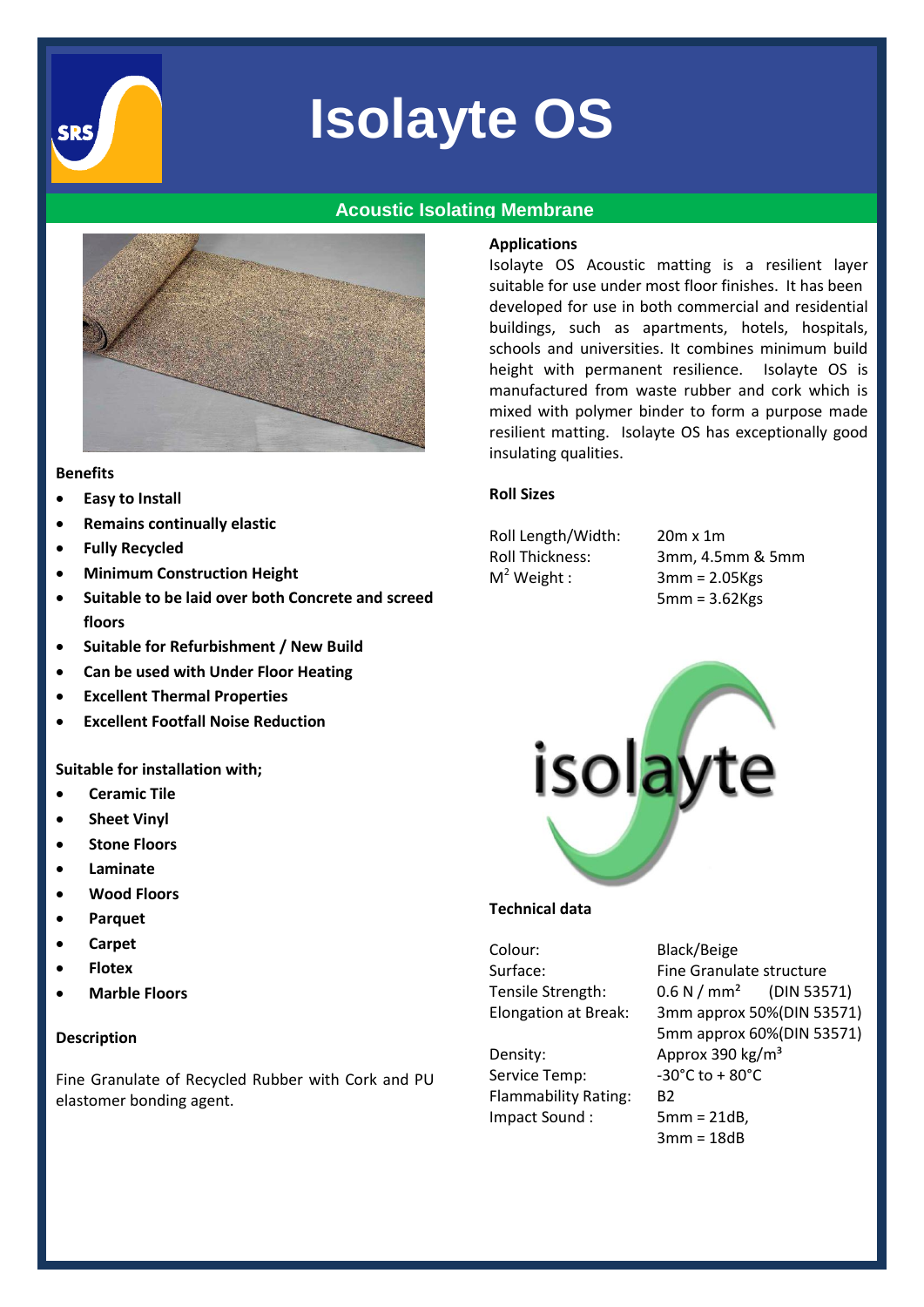# Isolayte OS

## Acoustic Isolating Membrane

### Benefits

- Easy to Install
- Remains continually elastic
- Fully Recycled
- Minimum Construction Height
- Suitable to be laid over both Concrete and screed floors
- Suitable for Refurbishment / New Build
- Can be used with Under Floor Heating
- Excellent Thermal Properties
- Excellent Footfall Noise Reduction

### Suitable for installation with;

- Ceramic Tile
- Sheet Vinyl
- Stone Floors
- Laminate
- Wood Floors
- Parquet
- Carpet
- Flotex
- Marble Floors

### Description

Fine Granulate of Recycled Rubber with Cork and PU elastomer bonding agent.

### Applications

Isolayte OS Acoustic matting is a resilient layer suitable for use under most floor finishes. It has been developed for use in both commercial and residential buildings, such as apartments, hotels, hospitals, schools and universities. It combines minimum build height with permanent resilience. Isolayte OS is manufactured from waste rubber and cork which is mixed with polymer binder to form a purpose made resilient matting. Isolayte OS has exceptionally good insulating qualities.

### Roll Sizes

| | |
|---|---|
| Roll Length/Width: | 20m x 1m |
| Roll Thickness: | 3mm, 4.5mm & 5mm |
| $M^2$ Weight : | 3mm = 2.05Kgs<br>5mm = 3.62Kgs |

### Technical data

| | |
|---|---|
| Colour: | Black/Beige |
| Surface: | Fine Granulate structure |
| Tensile Strength: | 0.6 N / mm² (DIN 53571) |
| Elongation at Break: | 3mm approx 50%(DIN 53571)<br>5mm approx 60%(DIN 53571) |
| Density: | Approx 390 kg/m³ |
| Service Temp: | -30°C to + 80°C |
| Flammability Rating: | B2 |
| Impact Sound : | 5mm = 21dB,<br>3mm = 18dB |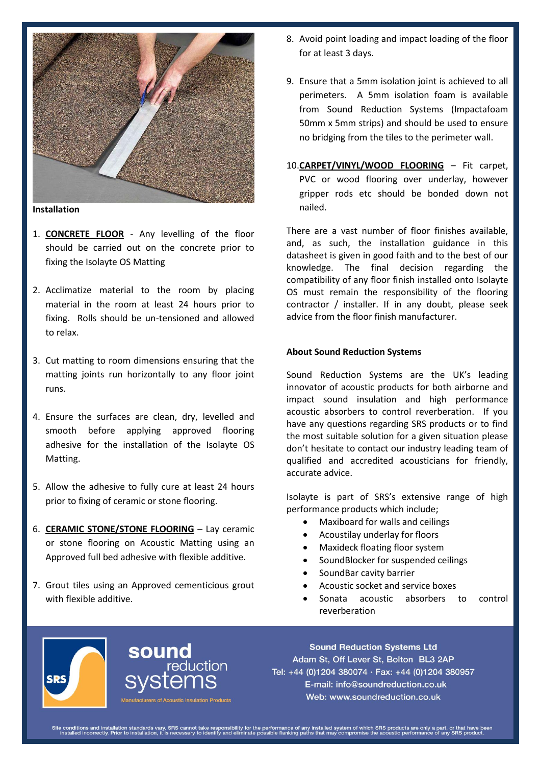**Installation**

1. **CONCRETE FLOOR** - Any levelling of the floor should be carried out on the concrete prior to fixing the Isolayte OS Matting

2. Acclimatize material to the room by placing material in the room at least 24 hours prior to fixing. Rolls should be un-tensioned and allowed to relax.

3. Cut matting to room dimensions ensuring that the matting joints run horizontally to any floor joint runs.

4. Ensure the surfaces are clean, dry, levelled and smooth before applying approved flooring adhesive for the installation of the Isolayte OS Matting.

5. Allow the adhesive to fully cure at least 24 hours prior to fixing of ceramic or stone flooring.

6. **CERAMIC STONE/STONE FLOORING** – Lay ceramic or stone flooring on Acoustic Matting using an Approved full bed adhesive with flexible additive.

7. Grout tiles using an Approved cementicious grout with flexible additive.

8. Avoid point loading and impact loading of the floor for at least 3 days.

9. Ensure that a 5mm isolation joint is achieved to all perimeters. A 5mm isolation foam is available from Sound Reduction Systems (Impactafoam 50mm x 5mm strips) and should be used to ensure no bridging from the tiles to the perimeter wall.

10. **CARPET/VINYL/WOOD FLOORING** – Fit carpet, PVC or wood flooring over underlay, however gripper rods etc should be bonded down not nailed.

There are a vast number of floor finishes available, and, as such, the installation guidance in this datasheet is given in good faith and to the best of our knowledge. The final decision regarding the compatibility of any floor finish installed onto Isolayte OS must remain the responsibility of the flooring contractor / installer. If in any doubt, please seek advice from the floor finish manufacturer.

**About Sound Reduction Systems**

Sound Reduction Systems are the UK's leading innovator of acoustic products for both airborne and impact sound insulation and high performance acoustic absorbers to control reverberation. If you have any questions regarding SRS products or to find the most suitable solution for a given situation please don't hesitate to contact our industry leading team of qualified and accredited acousticians for friendly, accurate advice.

Isolayte is part of SRS's extensive range of high performance products which include;

- Maxiboard for walls and ceilings
- Acoustilay underlay for floors
- Maxideck floating floor system
- SoundBlocker for suspended ceilings
- SoundBar cavity barrier
- Acoustic socket and service boxes
- Sonata acoustic absorbers to control reverberation

SRS sound reduction systems
Manufacturers of Acoustic Insulation Products

**Sound Reduction Systems Ltd**
Adam St, Off Lever St, Bolton BL3 2AP
Tel: +44 (0)1204 380074 · Fax: +44 (0)1204 380957
E-mail: info@soundreduction.co.uk
Web: www.soundreduction.co.uk

Site conditions and installation standards vary. SRS cannot take responsibility for the performance of any installed system of which SRS products are only a part, or that have been installed incorrectly. Prior to installation, it is necessary to identify and eliminate possible flanking paths that may compromise the acoustic performance of any SRS product.